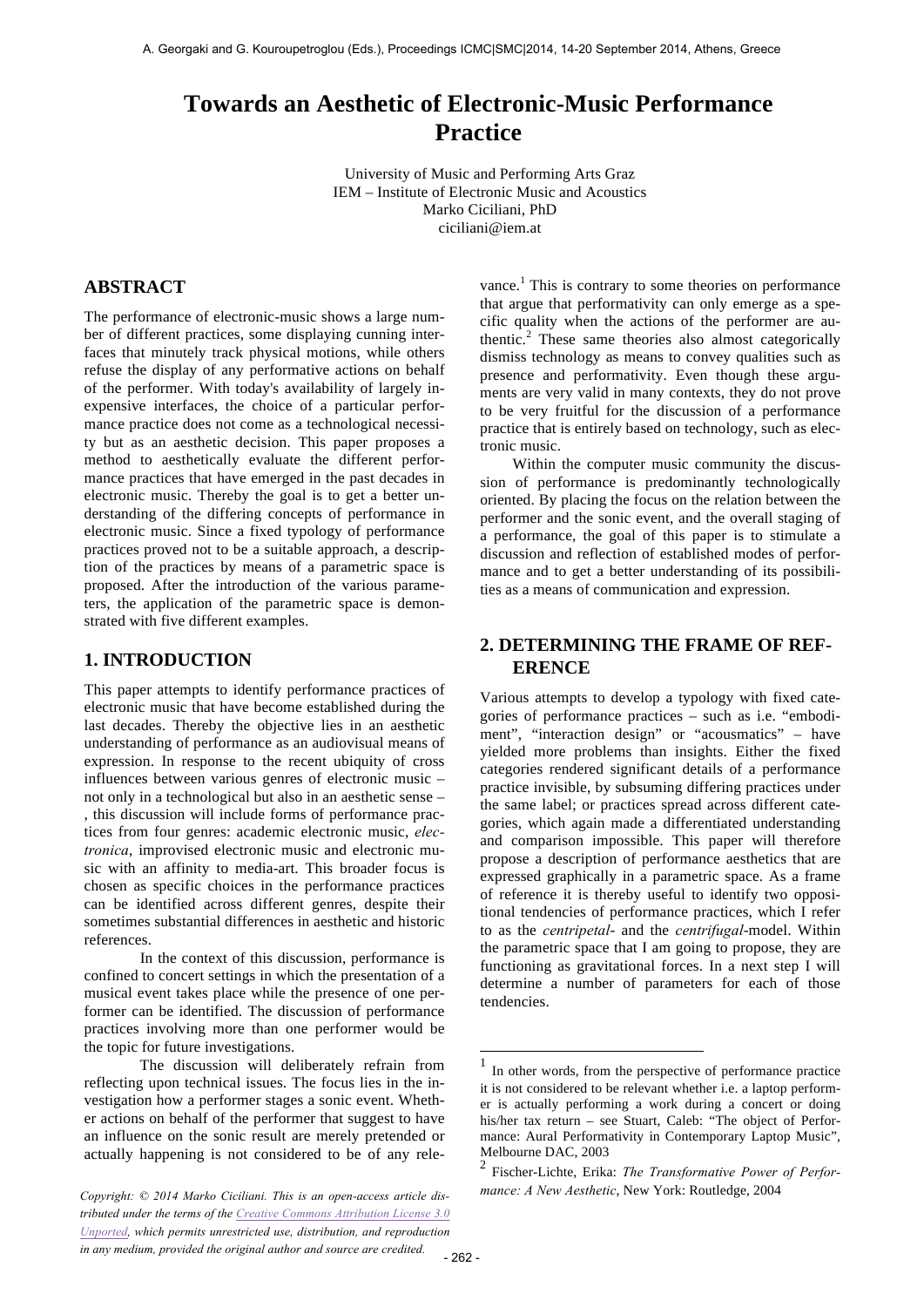# Towards an Aesthetic of Electronic-Music Performance Practice

University of Music and Performing Arts Graz
IEM – Institute of Electronic Music and Acoustics
Marko Ciciliani, PhD
ciciliani@iem.at

## ABSTRACT

The performance of electronic-music shows a large number of different practices, some displaying cunning interfaces that minutely track physical motions, while others refuse the display of any performative actions on behalf of the performer. With today's availability of largely inexpensive interfaces, the choice of a particular performance practice does not come as a technological necessity but as an aesthetic decision. This paper proposes a method to aesthetically evaluate the different performance practices that have emerged in the past decades in electronic music. Thereby the goal is to get a better understanding of the differing concepts of performance in electronic music. Since a fixed typology of performance practices proved not to be a suitable approach, a description of the practices by means of a parametric space is proposed. After the introduction of the various parameters, the application of the parametric space is demonstrated with five different examples.

## 1. INTRODUCTION

This paper attempts to identify performance practices of electronic music that have become established during the last decades. Thereby the objective lies in an aesthetic understanding of performance as an audiovisual means of expression. In response to the recent ubiquity of cross influences between various genres of electronic music – not only in a technological but also in an aesthetic sense – , this discussion will include forms of performance practices from four genres: academic electronic music, *electronica*, improvised electronic music and electronic music with an affinity to media-art. This broader focus is chosen as specific choices in the performance practices can be identified across different genres, despite their sometimes substantial differences in aesthetic and historic references.

In the context of this discussion, performance is confined to concert settings in which the presentation of a musical event takes place while the presence of one performer can be identified. The discussion of performance practices involving more than one performer would be the topic for future investigations.

The discussion will deliberately refrain from reflecting upon technical issues. The focus lies in the investigation how a performer stages a sonic event. Whether actions on behalf of the performer that suggest to have an influence on the sonic result are merely pretended or actually happening is not considered to be of any relevance.[1] This is contrary to some theories on performance that argue that performativity can only emerge as a specific quality when the actions of the performer are authentic.[2] These same theories also almost categorically dismiss technology as means to convey qualities such as presence and performativity. Even though these arguments are very valid in many contexts, they do not prove to be very fruitful for the discussion of a performance practice that is entirely based on technology, such as electronic music.

Within the computer music community the discussion of performance is predominantly technologically oriented. By placing the focus on the relation between the performer and the sonic event, and the overall staging of a performance, the goal of this paper is to stimulate a discussion and reflection of established modes of performance and to get a better understanding of its possibilities as a means of communication and expression.

## 2. DETERMINING THE FRAME OF REFERENCE

Various attempts to develop a typology with fixed categories of performance practices – such as i.e. "embodiment", "interaction design" or "acousmatics" – have yielded more problems than insights. Either the fixed categories rendered significant details of a performance practice invisible, by subsuming differing practices under the same label; or practices spread across different categories, which again made a differentiated understanding and comparison impossible. This paper will therefore propose a description of performance aesthetics that are expressed graphically in a parametric space. As a frame of reference it is thereby useful to identify two oppositional tendencies of performance practices, which I refer to as the *centripetal*- and the *centrifugal*-model. Within the parametric space that I am going to propose, they are functioning as gravitational forces. In a next step I will determine a number of parameters for each of those tendencies.

---

[1] In other words, from the perspective of performance practice it is not considered to be relevant whether i.e. a laptop performer is actually performing a work during a concert or doing his/her tax return – see Stuart, Caleb: "The object of Performance: Aural Performativity in Contemporary Laptop Music", Melbourne DAC, 2003

[2] Fischer-Lichte, Erika: *The Transformative Power of Performance: A New Aesthetic*, New York: Routledge, 2004

*Copyright: © 2014 Marko Ciciliani. This is an open-access article distributed under the terms of the Creative Commons Attribution License 3.0 Unported, which permits unrestricted use, distribution, and reproduction in any medium, provided the original author and source are credited.*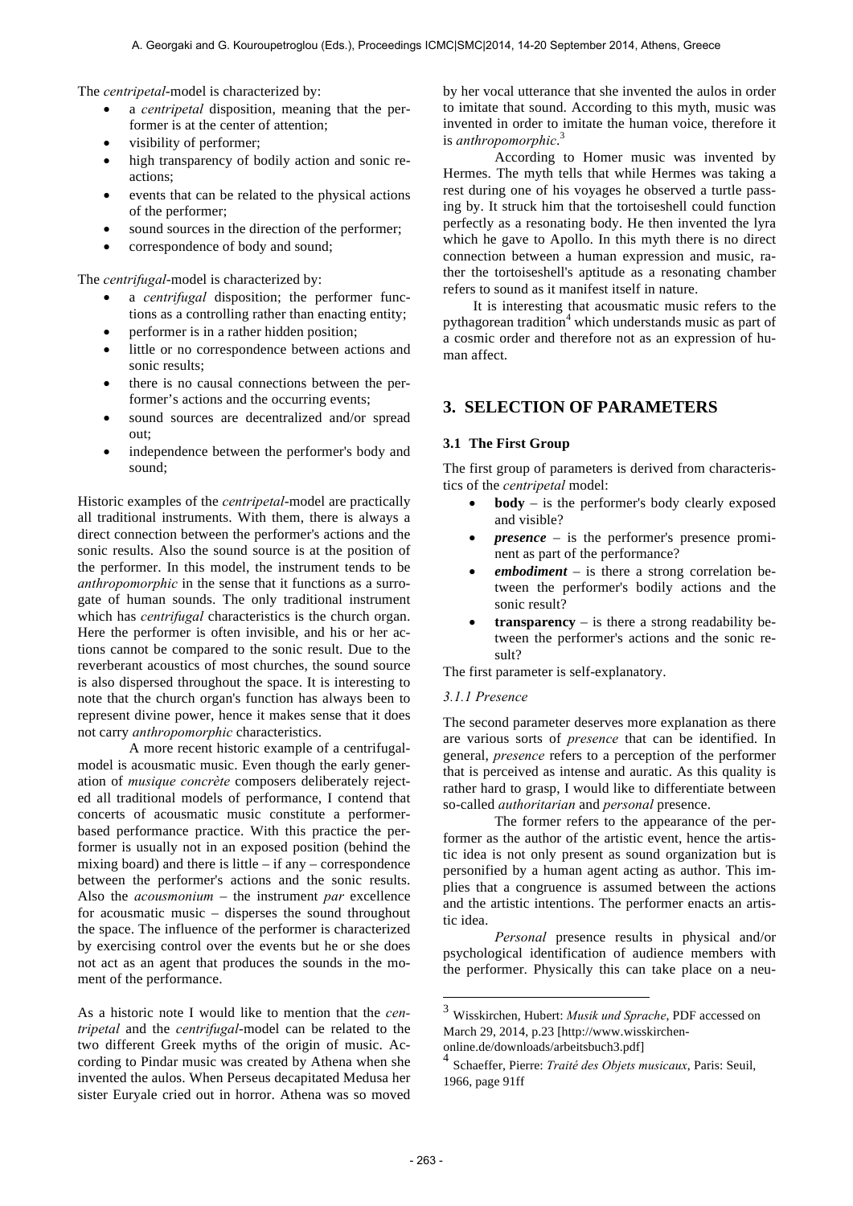The *centripetal*-model is characterized by:

- a *centripetal* disposition, meaning that the performer is at the center of attention;
- visibility of performer;
- high transparency of bodily action and sonic reactions;
- events that can be related to the physical actions of the performer;
- sound sources in the direction of the performer;
- correspondence of body and sound;

The *centrifugal*-model is characterized by:

- a *centrifugal* disposition; the performer functions as a controlling rather than enacting entity;
- performer is in a rather hidden position;
- little or no correspondence between actions and sonic results;
- there is no causal connections between the performer's actions and the occurring events;
- sound sources are decentralized and/or spread out;
- independence between the performer's body and sound;

Historic examples of the *centripetal*-model are practically all traditional instruments. With them, there is always a direct connection between the performer's actions and the sonic results. Also the sound source is at the position of the performer. In this model, the instrument tends to be *anthropomorphic* in the sense that it functions as a surrogate of human sounds. The only traditional instrument which has *centrifugal* characteristics is the church organ. Here the performer is often invisible, and his or her actions cannot be compared to the sonic result. Due to the reverberant acoustics of most churches, the sound source is also dispersed throughout the space. It is interesting to note that the church organ's function has always been to represent divine power, hence it makes sense that it does not carry *anthropomorphic* characteristics.

A more recent historic example of a centrifugal-model is acousmatic music. Even though the early generation of *musique concrète* composers deliberately rejected all traditional models of performance, I contend that concerts of acousmatic music constitute a performer-based performance practice. With this practice the performer is usually not in an exposed position (behind the mixing board) and there is little – if any – correspondence between the performer's actions and the sonic results. Also the *acousmonium* – the instrument *par* excellence for acousmatic music – disperses the sound throughout the space. The influence of the performer is characterized by exercising control over the events but he or she does not act as an agent that produces the sounds in the moment of the performance.

As a historic note I would like to mention that the *centripetal* and the *centrifugal*-model can be related to the two different Greek myths of the origin of music. According to Pindar music was created by Athena when she invented the aulos. When Perseus decapitated Medusa her sister Euryale cried out in horror. Athena was so moved by her vocal utterance that she invented the aulos in order to imitate that sound. According to this myth, music was invented in order to imitate the human voice, therefore it is *anthropomorphic*.[3]

According to Homer music was invented by Hermes. The myth tells that while Hermes was taking a rest during one of his voyages he observed a turtle passing by. It struck him that the tortoiseshell could function perfectly as a resonating body. He then invented the lyra which he gave to Apollo. In this myth there is no direct connection between a human expression and music, rather the tortoiseshell's aptitude as a resonating chamber refers to sound as it manifest itself in nature.

It is interesting that acousmatic music refers to the pythagorean tradition[4] which understands music as part of a cosmic order and therefore not as an expression of human affect.

## 3. SELECTION OF PARAMETERS

### 3.1 The First Group

The first group of parameters is derived from characteristics of the *centripetal* model:

- **body** – is the performer's body clearly exposed and visible?
- ***presence*** – is the performer's presence prominent as part of the performance?
- ***embodiment*** – is there a strong correlation between the performer's bodily actions and the sonic result?
- **transparency** – is there a strong readability between the performer's actions and the sonic result?

The first parameter is self-explanatory.

#### 3.1.1 Presence

The second parameter deserves more explanation as there are various sorts of *presence* that can be identified. In general, *presence* refers to a perception of the performer that is perceived as intense and auratic. As this quality is rather hard to grasp, I would like to differentiate between so-called *authoritarian* and *personal* presence.

The former refers to the appearance of the performer as the author of the artistic event, hence the artistic idea is not only present as sound organization but is personified by a human agent acting as author. This implies that a congruence is assumed between the actions and the artistic intentions. The performer enacts an artistic idea.

*Personal* presence results in physical and/or psychological identification of audience members with the performer. Physically this can take place on a neu-

---

[3] Wisskirchen, Hubert: *Musik und Sprache*, PDF accessed on March 29, 2014, p.23 [http://www.wisskirchen-online.de/downloads/arbeitsbuch3.pdf]

[4] Schaeffer, Pierre: *Traité des Objets musicaux*, Paris: Seuil, 1966, page 91ff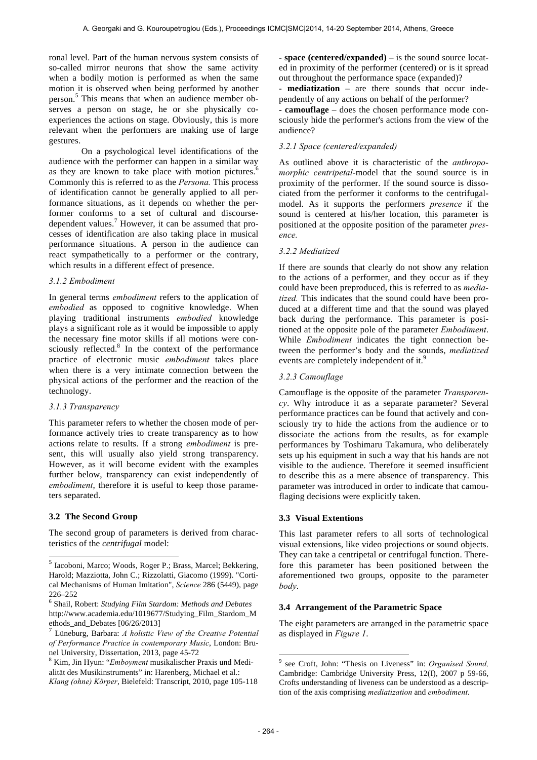ronal level. Part of the human nervous system consists of so-called mirror neurons that show the same activity when a bodily motion is performed as when the same motion it is observed when being performed by another person.[5] This means that when an audience member observes a person on stage, he or she physically co-experiences the actions on stage. Obviously, this is more relevant when the performers are making use of large gestures.

On a psychological level identifications of the audience with the performer can happen in a similar way as they are known to take place with motion pictures.[6] Commonly this is referred to as the *Persona.* This process of identification cannot be generally applied to all performance situations, as it depends on whether the performer conforms to a set of cultural and discourse-dependent values.[7] However, it can be assumed that processes of identification are also taking place in musical performance situations. A person in the audience can react sympathetically to a performer or the contrary, which results in a different effect of presence.

#### 3.1.2 Embodiment

In general terms *embodiment* refers to the application of *embodied* as opposed to cognitive knowledge. When playing traditional instruments *embodied* knowledge plays a significant role as it would be impossible to apply the necessary fine motor skills if all motions were consciously reflected.[8] In the context of the performance practice of electronic music *embodiment* takes place when there is a very intimate connection between the physical actions of the performer and the reaction of the technology.

#### 3.1.3 Transparency

This parameter refers to whether the chosen mode of performance actively tries to create transparency as to how actions relate to results. If a strong *embodiment* is present, this will usually also yield strong transparency. However, as it will become evident with the examples further below, transparency can exist independently of *embodiment*, therefore it is useful to keep those parameters separated.

### 3.2 The Second Group

The second group of parameters is derived from characteristics of the *centrifugal* model:

**- space (centered/expanded)** – is the sound source located in proximity of the performer (centered) or is it spread out throughout the performance space (expanded)?

**- mediatization** – are there sounds that occur independently of any actions on behalf of the performer?

**- camouflage** – does the chosen performance mode consciously hide the performer's actions from the view of the audience?

#### 3.2.1 Space (centered/expanded)

As outlined above it is characteristic of the *anthropomorphic centripetal*-model that the sound source is in proximity of the performer. If the sound source is dissociated from the performer it conforms to the centrifugal-model. As it supports the performers *presence* if the sound is centered at his/her location, this parameter is positioned at the opposite position of the parameter *presence.*

#### 3.2.2 Mediatized

If there are sounds that clearly do not show any relation to the actions of a performer, and they occur as if they could have been preproduced, this is referred to as *mediatized.* This indicates that the sound could have been produced at a different time and that the sound was played back during the performance. This parameter is positioned at the opposite pole of the parameter *Embodiment*. While *Embodiment* indicates the tight connection between the performer's body and the sounds, *mediatized* events are completely independent of it.[9]

#### 3.2.3 Camouflage

Camouflage is the opposite of the parameter *Transparency*. Why introduce it as a separate parameter? Several performance practices can be found that actively and consciously try to hide the actions from the audience or to dissociate the actions from the results, as for example performances by Toshimaru Takamura, who deliberately sets up his equipment in such a way that his hands are not visible to the audience. Therefore it seemed insufficient to describe this as a mere absence of transparency. This parameter was introduced in order to indicate that camouflaging decisions were explicitly taken.

### 3.3 Visual Extentions

This last parameter refers to all sorts of technological visual extensions, like video projections or sound objects. They can take a centripetal or centrifugal function. Therefore this parameter has been positioned between the aforementioned two groups, opposite to the parameter *body*.

### 3.4 Arrangement of the Parametric Space

The eight parameters are arranged in the parametric space as displayed in *Figure 1*.

---

[5] Iacoboni, Marco; Woods, Roger P.; Brass, Marcel; Bekkering, Harold; Mazziotta, John C.; Rizzolatti, Giacomo (1999). "Cortical Mechanisms of Human Imitation", *Science* 286 (5449), page 226–252

[6] Shail, Robert: *Studying Film Stardom: Methods and Debates* http://www.academia.edu/1019677/Studying_Film_Stardom_Methods_and_Debates [06/26/2013]

[7] Lüneburg, Barbara: *A holistic View of the Creative Potential of Performance Practice in contemporary Music*, London: Brunel University, Dissertation, 2013, page 45-72

[8] Kim, Jin Hyun: "*Emboyment* musikalischer Praxis und Medialität des Musikinstruments" in: Harenberg, Michael et al.: *Klang (ohne) Körper*, Bielefeld: Transcript, 2010, page 105-118

[9] see Croft, John: "Thesis on Liveness" in: *Organised Sound,* Cambridge: Cambridge University Press, 12(I), 2007 p 59-66, Crofts understanding of liveness can be understood as a description of the axis comprising *mediatization* and *embodiment*.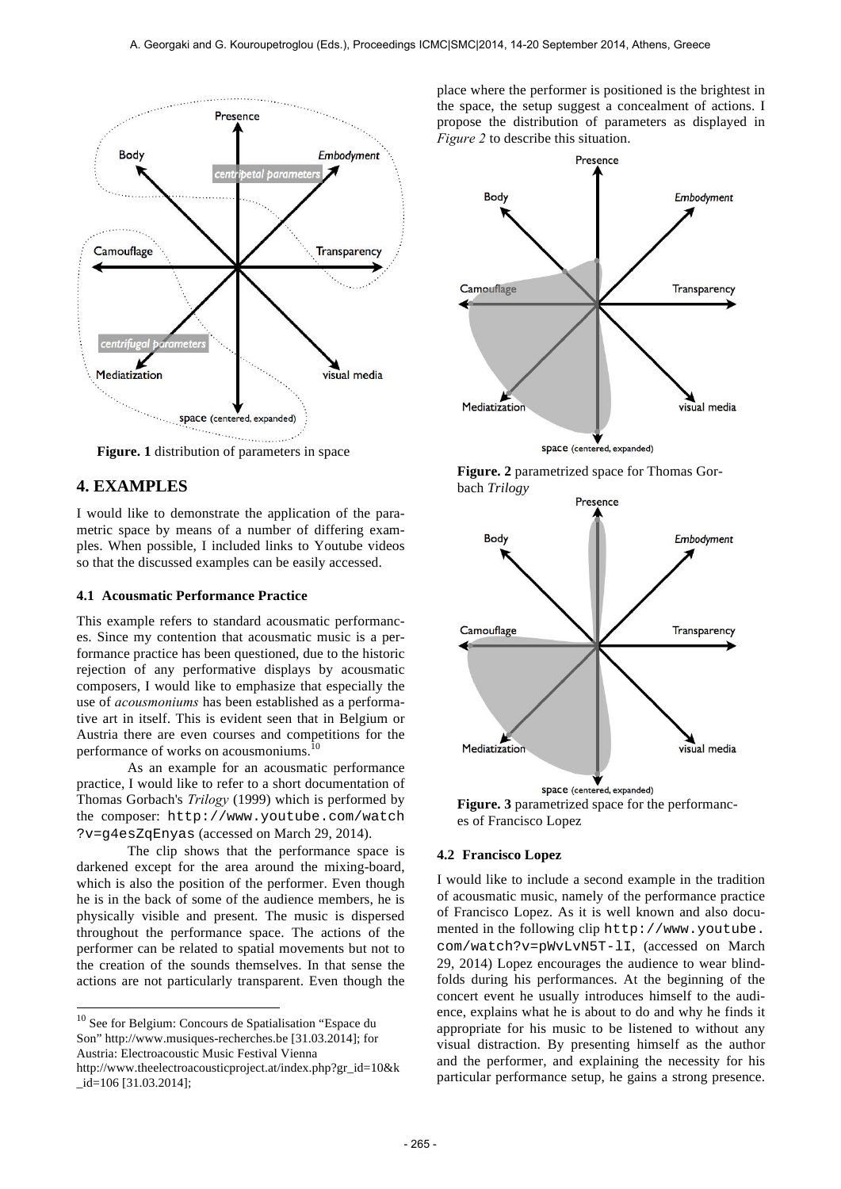**Figure. 1** distribution of parameters in space

## 4. EXAMPLES

I would like to demonstrate the application of the parametric space by means of a number of differing examples. When possible, I included links to Youtube videos so that the discussed examples can be easily accessed.

### 4.1 Acousmatic Performance Practice

This example refers to standard acousmatic performances. Since my contention that acousmatic music is a performance practice has been questioned, due to the historic rejection of any performative displays by acousmatic composers, I would like to emphasize that especially the use of *acousmoniums* has been established as a performative art in itself. This is evident seen that in Belgium or Austria there are even courses and competitions for the performance of works on acousmoniums.[10]

As an example for an acousmatic performance practice, I would like to refer to a short documentation of Thomas Gorbach's *Trilogy* (1999) which is performed by the composer: http://www.youtube.com/watch?v=g4esZqEnyas (accessed on March 29, 2014).

The clip shows that the performance space is darkened except for the area around the mixing-board, which is also the position of the performer. Even though he is in the back of some of the audience members, he is physically visible and present. The music is dispersed throughout the performance space. The actions of the performer can be related to spatial movements but not to the creation of the sounds themselves. In that sense the actions are not particularly transparent. Even though the place where the performer is positioned is the brightest in the space, the setup suggest a concealment of actions. I propose the distribution of parameters as displayed in *Figure 2* to describe this situation.

**Figure. 2** parametrized space for Thomas Gorbach *Trilogy*

**Figure. 3** parametrized space for the performances of Francisco Lopez

### 4.2 Francisco Lopez

I would like to include a second example in the tradition of acousmatic music, namely of the performance practice of Francisco Lopez. As it is well known and also documented in the following clip http://www.youtube.com/watch?v=pWvLvN5T-lI, (accessed on March 29, 2014) Lopez encourages the audience to wear blindfolds during his performances. At the beginning of the concert event he usually introduces himself to the audience, explains what he is about to do and why he finds it appropriate for his music to be listened to without any visual distraction. By presenting himself as the author and the performer, and explaining the necessity for his particular performance setup, he gains a strong presence.

---

[10] See for Belgium: Concours de Spatialisation "Espace du Son" http://www.musiques-recherches.be [31.03.2014]; for Austria: Electroacoustic Music Festival Vienna http://www.theelectroacousticproject.at/index.php?gr_id=10&k_id=106 [31.03.2014];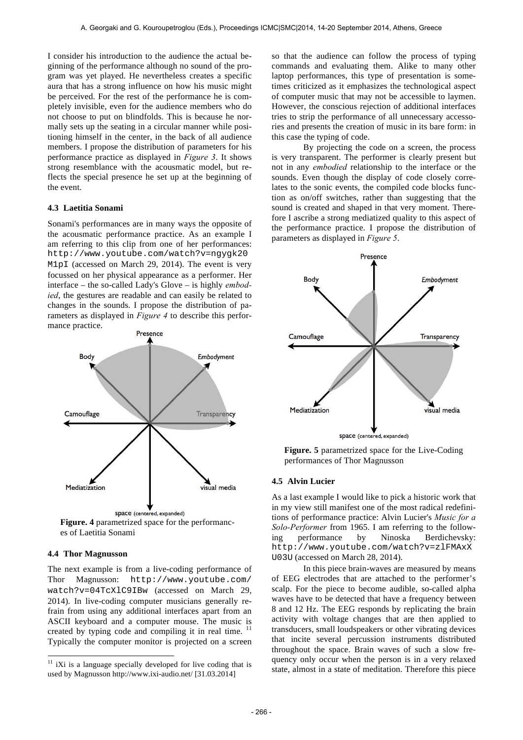I consider his introduction to the audience the actual beginning of the performance although no sound of the program was yet played. He nevertheless creates a specific aura that has a strong influence on how his music might be perceived. For the rest of the performance he is completely invisible, even for the audience members who do not choose to put on blindfolds. This is because he normally sets up the seating in a circular manner while positioning himself in the center, in the back of all audience members. I propose the distribution of parameters for his performance practice as displayed in *Figure 3*. It shows strong resemblance with the acousmatic model, but reflects the special presence he set up at the beginning of the event.

### 4.3 Laetitia Sonami

Sonami's performances are in many ways the opposite of the acousmatic performance practice. As an example I am referring to this clip from one of her performances: http://www.youtube.com/watch?v=ngygk20M1pI (accessed on March 29, 2014). The event is very focussed on her physical appearance as a performer. Her interface – the so-called Lady's Glove – is highly *embodied*, the gestures are readable and can easily be related to changes in the sounds. I propose the distribution of parameters as displayed in *Figure 4* to describe this performance practice.

**Figure. 4** parametrized space for the performances of Laetitia Sonami

### 4.4 Thor Magnusson

The next example is from a live-coding performance of Thor Magnusson: http://www.youtube.com/watch?v=04TcXlC9IBw (accessed on March 29, 2014). In live-coding computer musicians generally refrain from using any additional interfaces apart from an ASCII keyboard and a computer mouse. The music is created by typing code and compiling it in real time. [11] Typically the computer monitor is projected on a screen so that the audience can follow the process of typing commands and evaluating them. Alike to many other laptop performances, this type of presentation is sometimes criticized as it emphasizes the technological aspect of computer music that may not be accessible to laymen. However, the conscious rejection of additional interfaces tries to strip the performance of all unnecessary accessories and presents the creation of music in its bare form: in this case the typing of code.

By projecting the code on a screen, the process is very transparent. The performer is clearly present but not in any *embodied* relationship to the interface or the sounds. Even though the display of code closely correlates to the sonic events, the compiled code blocks function as on/off switches, rather than suggesting that the sound is created and shaped in that very moment. Therefore I ascribe a strong mediatized quality to this aspect of the performance practice. I propose the distribution of parameters as displayed in *Figure 5*.

**Figure. 5** parametrized space for the Live-Coding performances of Thor Magnusson

### 4.5 Alvin Lucier

As a last example I would like to pick a historic work that in my view still manifest one of the most radical redefinitions of performance practice: Alvin Lucier's *Music for a Solo-Performer* from 1965. I am referring to the following performance by Ninoska Berdichevsky: http://www.youtube.com/watch?v=zlFMAxXU03U (accessed on March 28, 2014).

In this piece brain-waves are measured by means of EEG electrodes that are attached to the performer's scalp. For the piece to become audible, so-called alpha waves have to be detected that have a frequency between 8 and 12 Hz. The EEG responds by replicating the brain activity with voltage changes that are then applied to transducers, small loudspeakers or other vibrating devices that incite several percussion instruments distributed throughout the space. Brain waves of such a slow frequency only occur when the person is in a very relaxed state, almost in a state of meditation. Therefore this piece

[11] iXi is a language specially developed for live coding that is used by Magnusson http://www.ixi-audio.net/ [31.03.2014]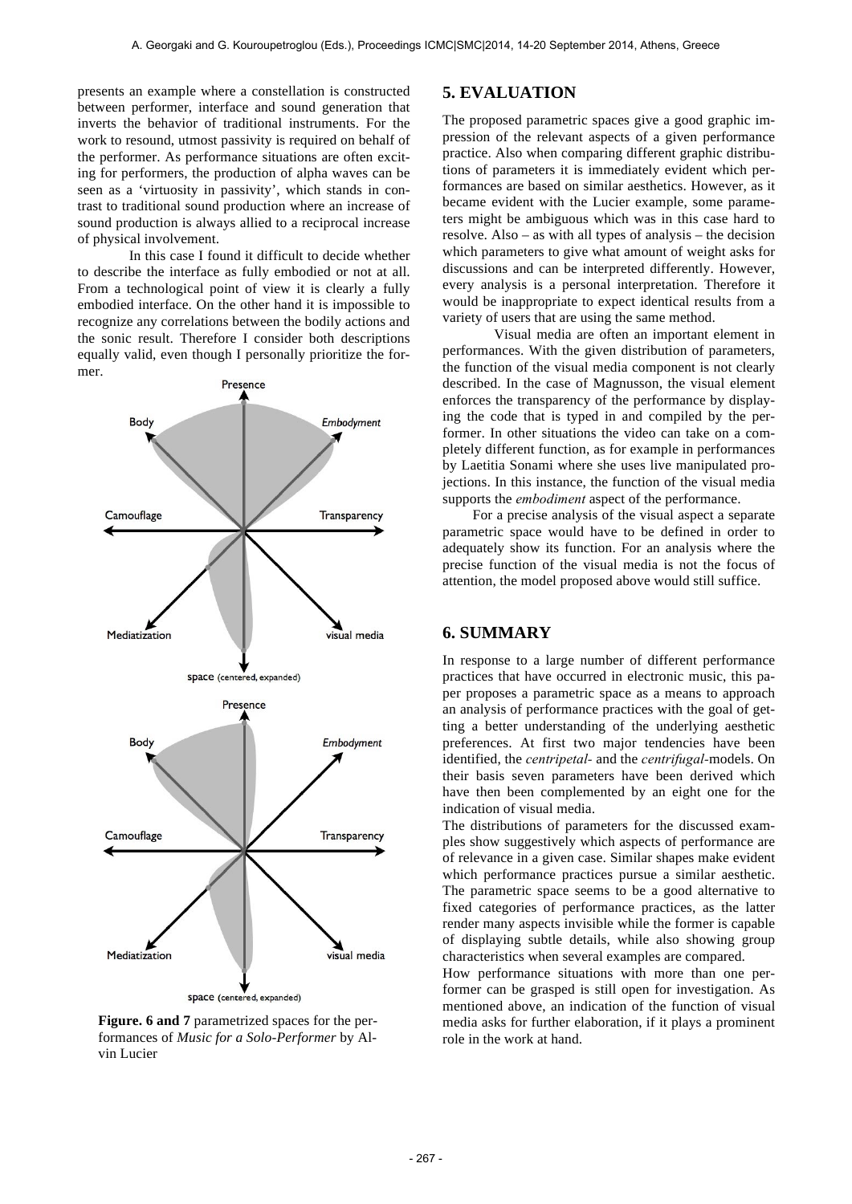presents an example where a constellation is constructed between performer, interface and sound generation that inverts the behavior of traditional instruments. For the work to resound, utmost passivity is required on behalf of the performer. As performance situations are often exciting for performers, the production of alpha waves can be seen as a 'virtuosity in passivity', which stands in contrast to traditional sound production where an increase of sound production is always allied to a reciprocal increase of physical involvement.

In this case I found it difficult to decide whether to describe the interface as fully embodied or not at all. From a technological point of view it is clearly a fully embodied interface. On the other hand it is impossible to recognize any correlations between the bodily actions and the sonic result. Therefore I consider both descriptions equally valid, even though I personally prioritize the former.

**Figure. 6 and 7** parametrized spaces for the performances of *Music for a Solo-Performer* by Alvin Lucier

## 5. EVALUATION

The proposed parametric spaces give a good graphic impression of the relevant aspects of a given performance practice. Also when comparing different graphic distributions of parameters it is immediately evident which performances are based on similar aesthetics. However, as it became evident with the Lucier example, some parameters might be ambiguous which was in this case hard to resolve. Also – as with all types of analysis – the decision which parameters to give what amount of weight asks for discussions and can be interpreted differently. However, every analysis is a personal interpretation. Therefore it would be inappropriate to expect identical results from a variety of users that are using the same method.

Visual media are often an important element in performances. With the given distribution of parameters, the function of the visual media component is not clearly described. In the case of Magnusson, the visual element enforces the transparency of the performance by displaying the code that is typed in and compiled by the performer. In other situations the video can take on a completely different function, as for example in performances by Laetitia Sonami where she uses live manipulated projections. In this instance, the function of the visual media supports the *embodiment* aspect of the performance.

For a precise analysis of the visual aspect a separate parametric space would have to be defined in order to adequately show its function. For an analysis where the precise function of the visual media is not the focus of attention, the model proposed above would still suffice.

## 6. SUMMARY

In response to a large number of different performance practices that have occurred in electronic music, this paper proposes a parametric space as a means to approach an analysis of performance practices with the goal of getting a better understanding of the underlying aesthetic preferences. At first two major tendencies have been identified, the *centripetal-* and the *centrifugal*-models. On their basis seven parameters have been derived which have then been complemented by an eight one for the indication of visual media.

The distributions of parameters for the discussed examples show suggestively which aspects of performance are of relevance in a given case. Similar shapes make evident which performance practices pursue a similar aesthetic. The parametric space seems to be a good alternative to fixed categories of performance practices, as the latter render many aspects invisible while the former is capable of displaying subtle details, while also showing group characteristics when several examples are compared.

How performance situations with more than one performer can be grasped is still open for investigation. As mentioned above, an indication of the function of visual media asks for further elaboration, if it plays a prominent role in the work at hand.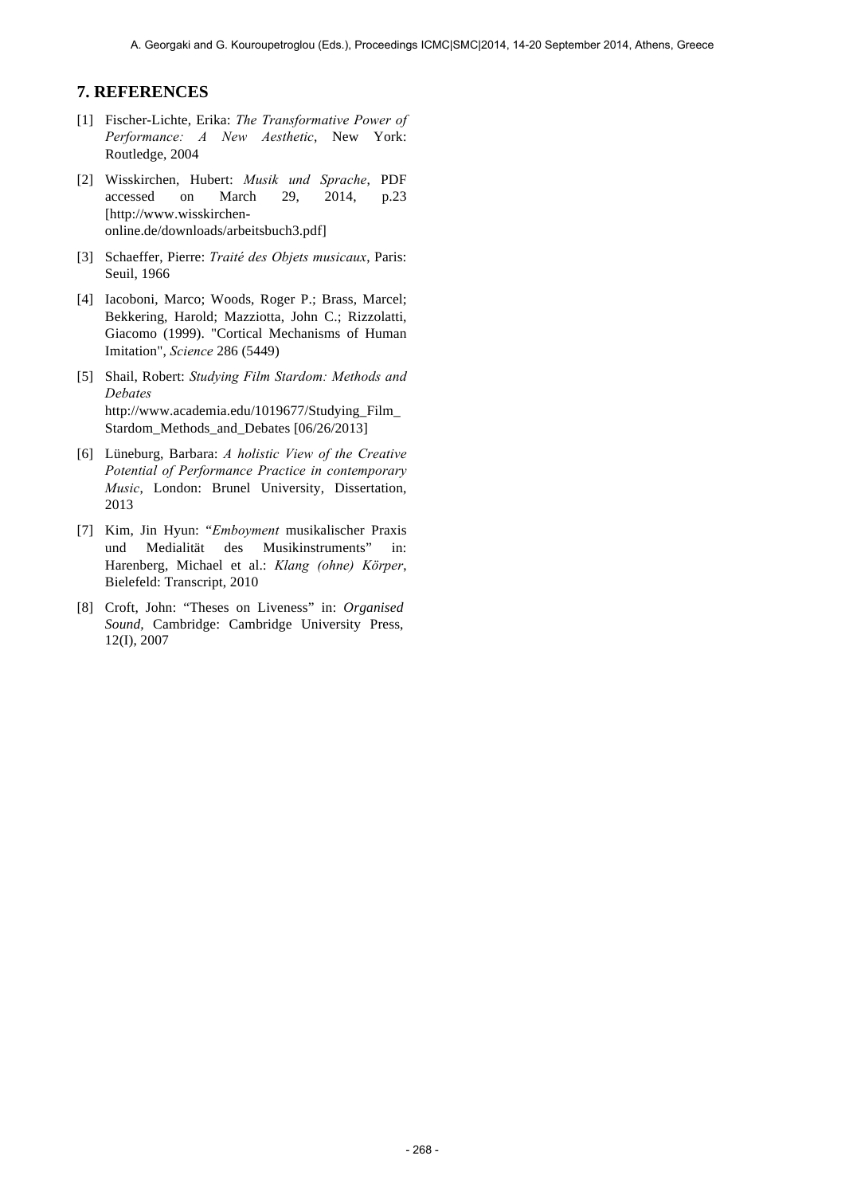## 7. REFERENCES

[1] Fischer-Lichte, Erika: *The Transformative Power of Performance: A New Aesthetic*, New York: Routledge, 2004

[2] Wisskirchen, Hubert: *Musik und Sprache*, PDF accessed on March 29, 2014, p.23 [http://www.wisskirchen-online.de/downloads/arbeitsbuch3.pdf]

[3] Schaeffer, Pierre: *Traité des Objets musicaux*, Paris: Seuil, 1966

[4] Iacoboni, Marco; Woods, Roger P.; Brass, Marcel; Bekkering, Harold; Mazziotta, John C.; Rizzolatti, Giacomo (1999). "Cortical Mechanisms of Human Imitation", *Science* 286 (5449)

[5] Shail, Robert: *Studying Film Stardom: Methods and Debates* http://www.academia.edu/1019677/Studying_Film_Stardom_Methods_and_Debates [06/26/2013]

[6] Lüneburg, Barbara: *A holistic View of the Creative Potential of Performance Practice in contemporary Music*, London: Brunel University, Dissertation, 2013

[7] Kim, Jin Hyun: "*Emboyment* musikalischer Praxis und Medialität des Musikinstruments" in: Harenberg, Michael et al.: *Klang (ohne) Körper*, Bielefeld: Transcript, 2010

[8] Croft, John: "Theses on Liveness" in: *Organised Sound*, Cambridge: Cambridge University Press, 12(I), 2007